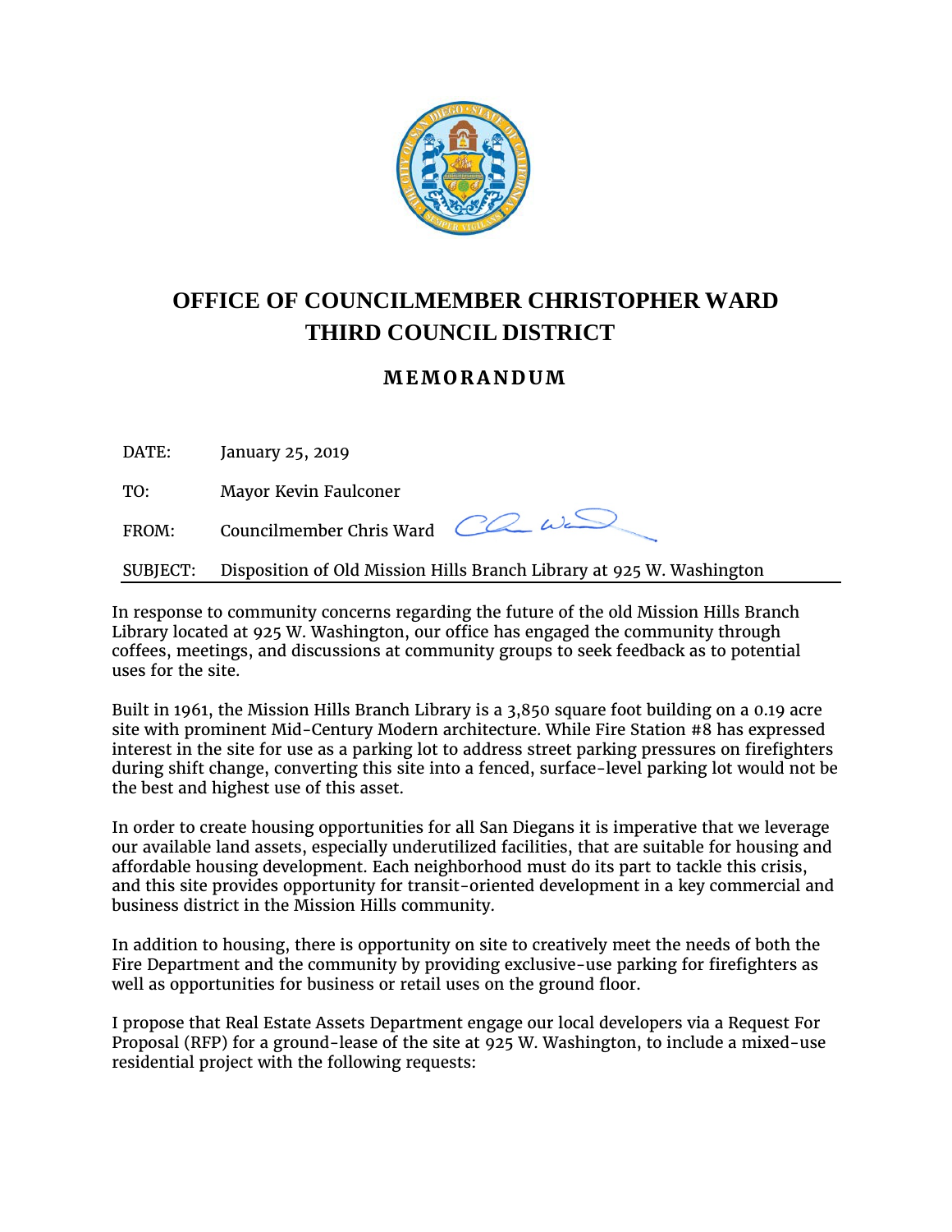# OFFICE OF COUNCILMEMBER CHRISTOPHER WARD
## THIRD COUNCIL DISTRICT

### MEMORANDUM

DATE: January 25, 2019

TO: Mayor Kevin Faulconer

FROM: Councilmember Chris Ward

SUBJECT: Disposition of Old Mission Hills Branch Library at 925 W. Washington

---

In response to community concerns regarding the future of the old Mission Hills Branch Library located at 925 W. Washington, our office has engaged the community through coffees, meetings, and discussions at community groups to seek feedback as to potential uses for the site.

Built in 1961, the Mission Hills Branch Library is a 3,850 square foot building on a 0.19 acre site with prominent Mid-Century Modern architecture. While Fire Station #8 has expressed interest in the site for use as a parking lot to address street parking pressures on firefighters during shift change, converting this site into a fenced, surface-level parking lot would not be the best and highest use of this asset.

In order to create housing opportunities for all San Diegans it is imperative that we leverage our available land assets, especially underutilized facilities, that are suitable for housing and affordable housing development. Each neighborhood must do its part to tackle this crisis, and this site provides opportunity for transit-oriented development in a key commercial and business district in the Mission Hills community.

In addition to housing, there is opportunity on site to creatively meet the needs of both the Fire Department and the community by providing exclusive-use parking for firefighters as well as opportunities for business or retail uses on the ground floor.

I propose that Real Estate Assets Department engage our local developers via a Request For Proposal (RFP) for a ground-lease of the site at 925 W. Washington, to include a mixed-use residential project with the following requests: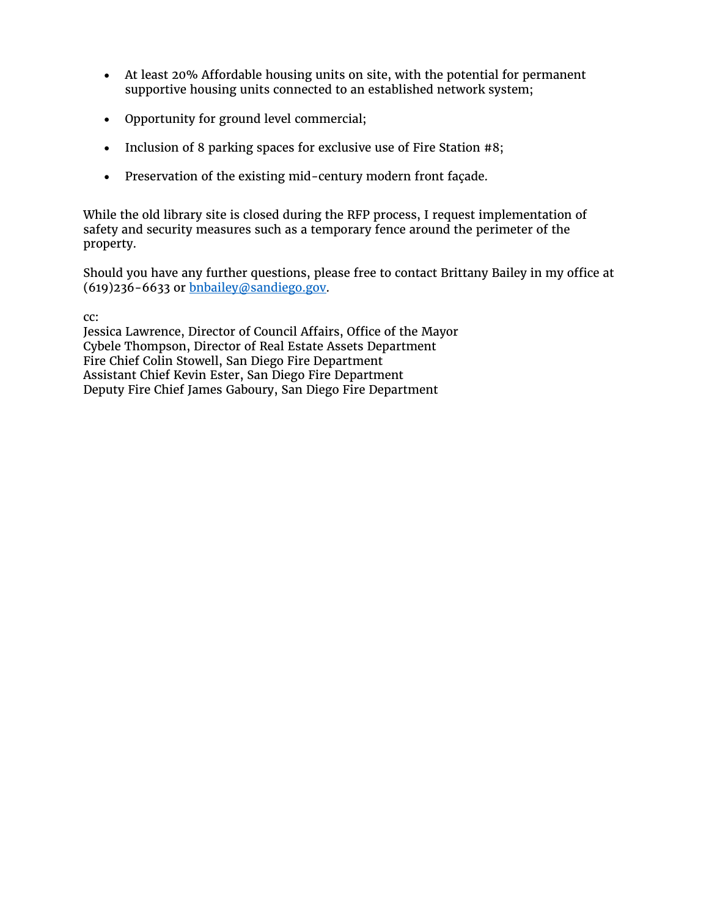- At least 20% Affordable housing units on site, with the potential for permanent supportive housing units connected to an established network system;
- Opportunity for ground level commercial;
- Inclusion of 8 parking spaces for exclusive use of Fire Station #8;
- Preservation of the existing mid-century modern front façade.

While the old library site is closed during the RFP process, I request implementation of safety and security measures such as a temporary fence around the perimeter of the property.

Should you have any further questions, please free to contact Brittany Bailey in my office at (619)236-6633 or [bnbailey@sandiego.gov](mailto:bnbailey@sandiego.gov).

cc:
Jessica Lawrence, Director of Council Affairs, Office of the Mayor
Cybele Thompson, Director of Real Estate Assets Department
Fire Chief Colin Stowell, San Diego Fire Department
Assistant Chief Kevin Ester, San Diego Fire Department
Deputy Fire Chief James Gaboury, San Diego Fire Department